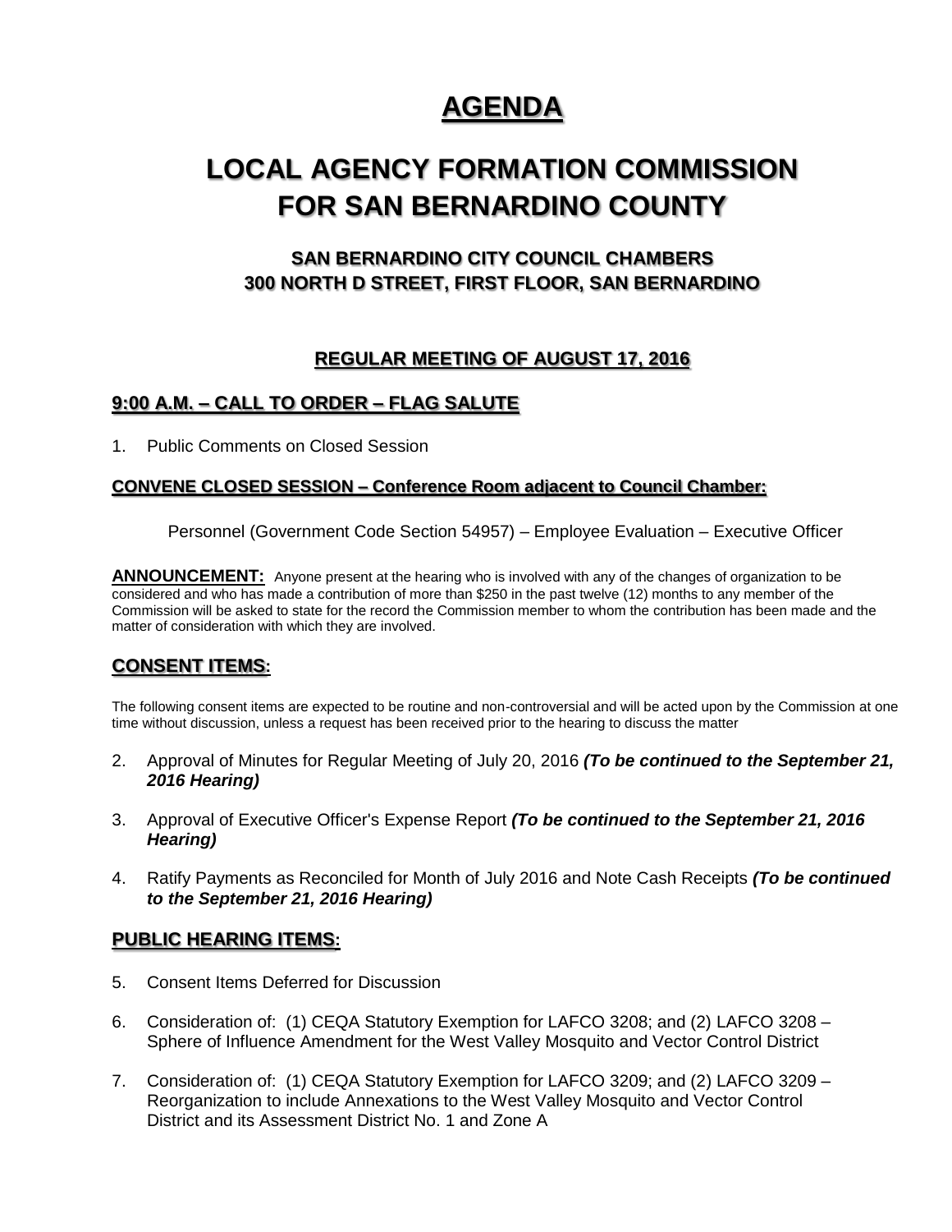# AGENDA

# LOCAL AGENCY FORMATION COMMISSION FOR SAN BERNARDINO COUNTY

## SAN BERNARDINO CITY COUNCIL CHAMBERS
## 300 NORTH D STREET, FIRST FLOOR, SAN BERNARDINO

### REGULAR MEETING OF AUGUST 17, 2016

### 9:00 A.M. – CALL TO ORDER – FLAG SALUTE

1. Public Comments on Closed Session

**CONVENE CLOSED SESSION – Conference Room adjacent to Council Chamber:**

Personnel (Government Code Section 54957) – Employee Evaluation – Executive Officer

**ANNOUNCEMENT:** Anyone present at the hearing who is involved with any of the changes of organization to be considered and who has made a contribution of more than $250 in the past twelve (12) months to any member of the Commission will be asked to state for the record the Commission member to whom the contribution has been made and the matter of consideration with which they are involved.

### CONSENT ITEMS:

The following consent items are expected to be routine and non-controversial and will be acted upon by the Commission at one time without discussion, unless a request has been received prior to the hearing to discuss the matter

2. Approval of Minutes for Regular Meeting of July 20, 2016 ***(To be continued to the September 21, 2016 Hearing)***

3. Approval of Executive Officer's Expense Report ***(To be continued to the September 21, 2016 Hearing)***

4. Ratify Payments as Reconciled for Month of July 2016 and Note Cash Receipts ***(To be continued to the September 21, 2016 Hearing)***

### PUBLIC HEARING ITEMS:

5. Consent Items Deferred for Discussion

6. Consideration of: (1) CEQA Statutory Exemption for LAFCO 3208; and (2) LAFCO 3208 – Sphere of Influence Amendment for the West Valley Mosquito and Vector Control District

7. Consideration of: (1) CEQA Statutory Exemption for LAFCO 3209; and (2) LAFCO 3209 – Reorganization to include Annexations to the West Valley Mosquito and Vector Control District and its Assessment District No. 1 and Zone A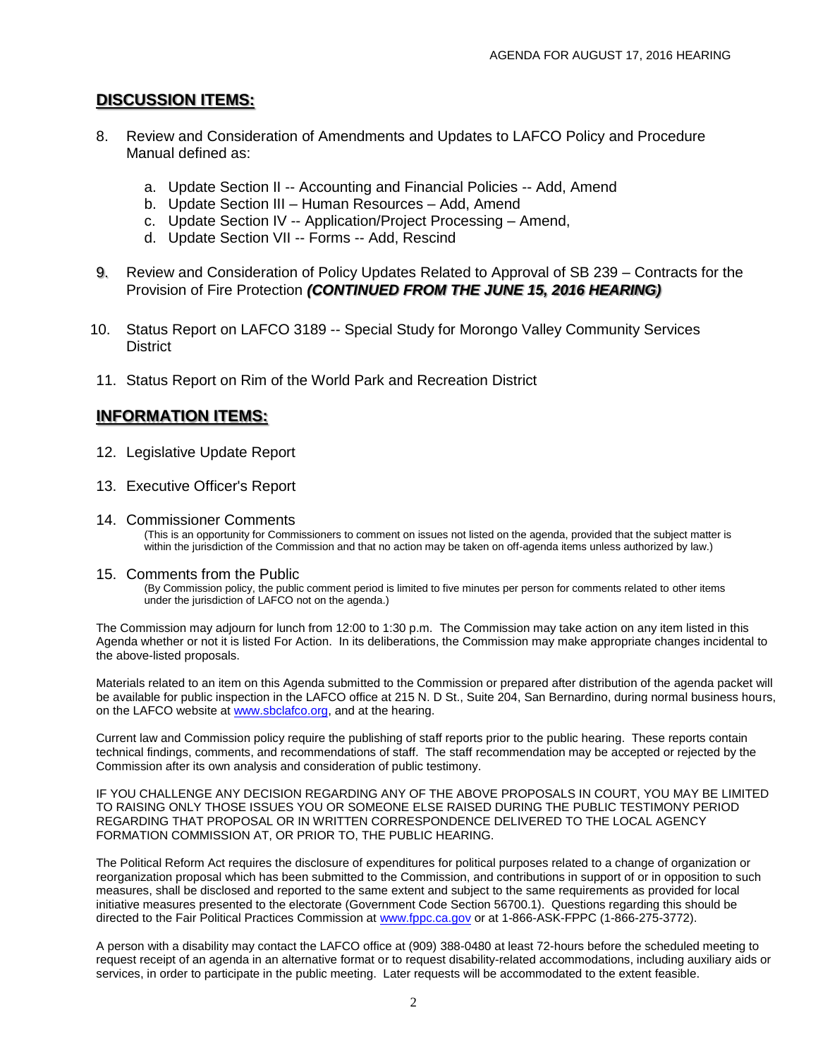## DISCUSSION ITEMS:

8. Review and Consideration of Amendments and Updates to LAFCO Policy and Procedure Manual defined as:

    a. Update Section II -- Accounting and Financial Policies -- Add, Amend
    b. Update Section III – Human Resources – Add, Amend
    c. Update Section IV -- Application/Project Processing – Amend,
    d. Update Section VII -- Forms -- Add, Rescind

9. Review and Consideration of Policy Updates Related to Approval of SB 239 – Contracts for the Provision of Fire Protection ***(CONTINUED FROM THE JUNE 15, 2016 HEARING)***

10. Status Report on LAFCO 3189 -- Special Study for Morongo Valley Community Services District

11. Status Report on Rim of the World Park and Recreation District

## INFORMATION ITEMS:

12. Legislative Update Report

13. Executive Officer's Report

14. Commissioner Comments
    (This is an opportunity for Commissioners to comment on issues not listed on the agenda, provided that the subject matter is within the jurisdiction of the Commission and that no action may be taken on off-agenda items unless authorized by law.)

15. Comments from the Public
    (By Commission policy, the public comment period is limited to five minutes per person for comments related to other items under the jurisdiction of LAFCO not on the agenda.)

The Commission may adjourn for lunch from 12:00 to 1:30 p.m. The Commission may take action on any item listed in this Agenda whether or not it is listed For Action. In its deliberations, the Commission may make appropriate changes incidental to the above-listed proposals.

Materials related to an item on this Agenda submitted to the Commission or prepared after distribution of the agenda packet will be available for public inspection in the LAFCO office at 215 N. D St., Suite 204, San Bernardino, during normal business hours, on the LAFCO website at www.sbclafco.org, and at the hearing.

Current law and Commission policy require the publishing of staff reports prior to the public hearing. These reports contain technical findings, comments, and recommendations of staff. The staff recommendation may be accepted or rejected by the Commission after its own analysis and consideration of public testimony.

IF YOU CHALLENGE ANY DECISION REGARDING ANY OF THE ABOVE PROPOSALS IN COURT, YOU MAY BE LIMITED TO RAISING ONLY THOSE ISSUES YOU OR SOMEONE ELSE RAISED DURING THE PUBLIC TESTIMONY PERIOD REGARDING THAT PROPOSAL OR IN WRITTEN CORRESPONDENCE DELIVERED TO THE LOCAL AGENCY FORMATION COMMISSION AT, OR PRIOR TO, THE PUBLIC HEARING.

The Political Reform Act requires the disclosure of expenditures for political purposes related to a change of organization or reorganization proposal which has been submitted to the Commission, and contributions in support of or in opposition to such measures, shall be disclosed and reported to the same extent and subject to the same requirements as provided for local initiative measures presented to the electorate (Government Code Section 56700.1). Questions regarding this should be directed to the Fair Political Practices Commission at www.fppc.ca.gov or at 1-866-ASK-FPPC (1-866-275-3772).

A person with a disability may contact the LAFCO office at (909) 388-0480 at least 72-hours before the scheduled meeting to request receipt of an agenda in an alternative format or to request disability-related accommodations, including auxiliary aids or services, in order to participate in the public meeting. Later requests will be accommodated to the extent feasible.